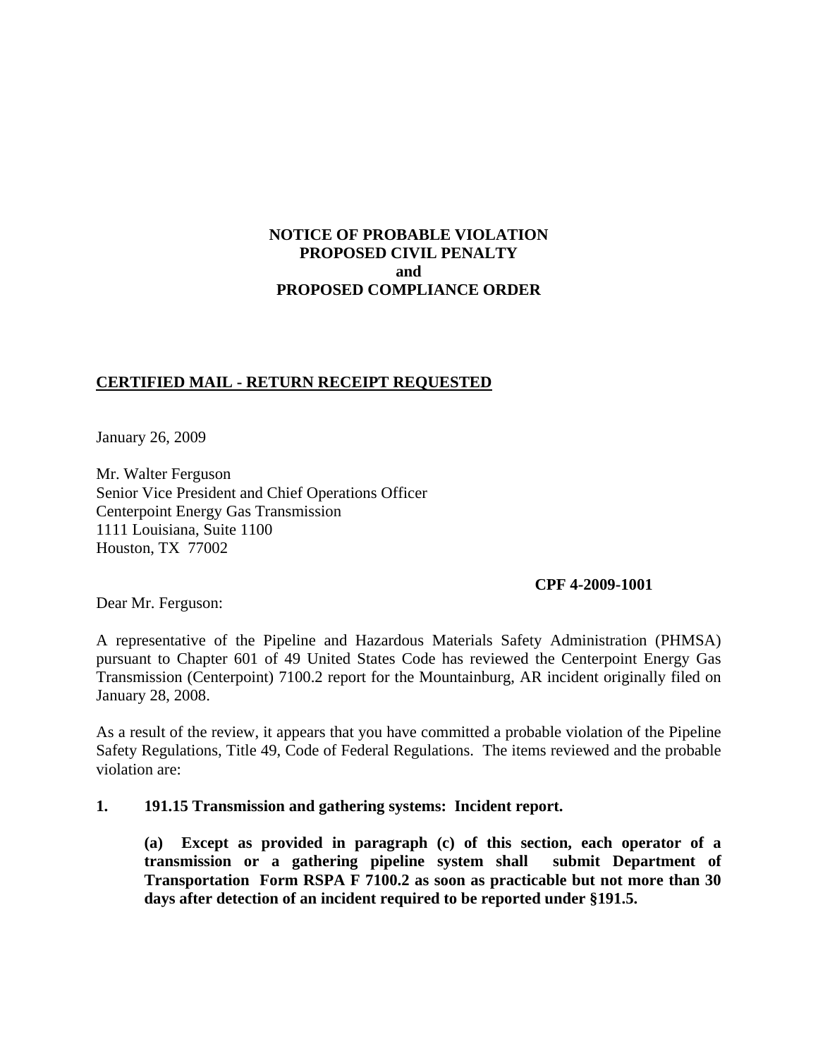**NOTICE OF PROBABLE VIOLATION**
**PROPOSED CIVIL PENALTY**
**and**
**PROPOSED COMPLIANCE ORDER**

**CERTIFIED MAIL - RETURN RECEIPT REQUESTED**

January 26, 2009

Mr. Walter Ferguson
Senior Vice President and Chief Operations Officer
Centerpoint Energy Gas Transmission
1111 Louisiana, Suite 1100
Houston, TX 77002

**CPF 4-2009-1001**

Dear Mr. Ferguson:

A representative of the Pipeline and Hazardous Materials Safety Administration (PHMSA) pursuant to Chapter 601 of 49 United States Code has reviewed the Centerpoint Energy Gas Transmission (Centerpoint) 7100.2 report for the Mountainburg, AR incident originally filed on January 28, 2008.

As a result of the review, it appears that you have committed a probable violation of the Pipeline Safety Regulations, Title 49, Code of Federal Regulations. The items reviewed and the probable violation are:

**1. 191.15 Transmission and gathering systems: Incident report.**

**(a) Except as provided in paragraph (c) of this section, each operator of a transmission or a gathering pipeline system shall submit Department of Transportation Form RSPA F 7100.2 as soon as practicable but not more than 30 days after detection of an incident required to be reported under §191.5.**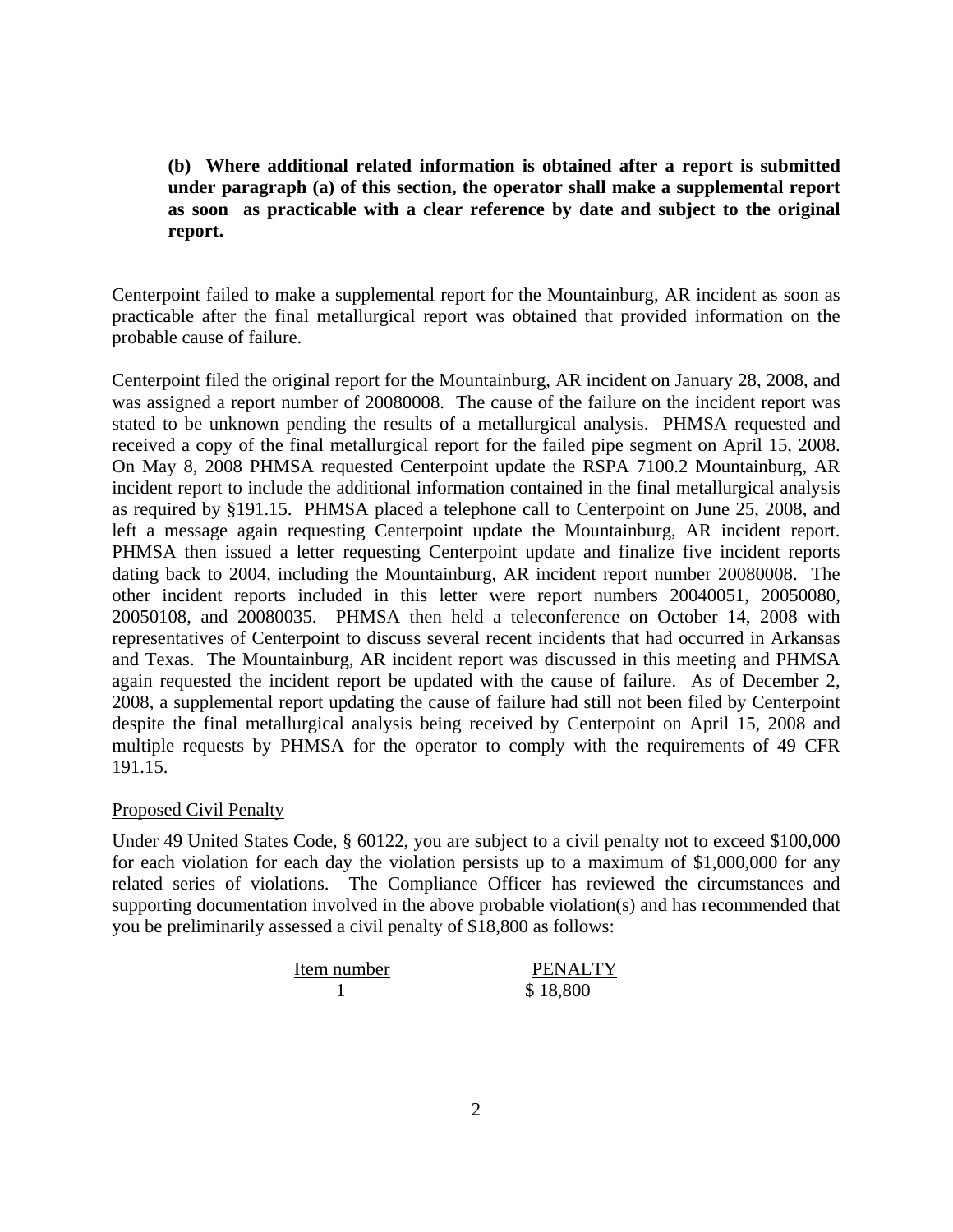**(b) Where additional related information is obtained after a report is submitted under paragraph (a) of this section, the operator shall make a supplemental report as soon as practicable with a clear reference by date and subject to the original report.**

Centerpoint failed to make a supplemental report for the Mountainburg, AR incident as soon as practicable after the final metallurgical report was obtained that provided information on the probable cause of failure.

Centerpoint filed the original report for the Mountainburg, AR incident on January 28, 2008, and was assigned a report number of 20080008. The cause of the failure on the incident report was stated to be unknown pending the results of a metallurgical analysis. PHMSA requested and received a copy of the final metallurgical report for the failed pipe segment on April 15, 2008. On May 8, 2008 PHMSA requested Centerpoint update the RSPA 7100.2 Mountainburg, AR incident report to include the additional information contained in the final metallurgical analysis as required by §191.15. PHMSA placed a telephone call to Centerpoint on June 25, 2008, and left a message again requesting Centerpoint update the Mountainburg, AR incident report. PHMSA then issued a letter requesting Centerpoint update and finalize five incident reports dating back to 2004, including the Mountainburg, AR incident report number 20080008. The other incident reports included in this letter were report numbers 20040051, 20050080, 20050108, and 20080035. PHMSA then held a teleconference on October 14, 2008 with representatives of Centerpoint to discuss several recent incidents that had occurred in Arkansas and Texas. The Mountainburg, AR incident report was discussed in this meeting and PHMSA again requested the incident report be updated with the cause of failure. As of December 2, 2008, a supplemental report updating the cause of failure had still not been filed by Centerpoint despite the final metallurgical analysis being received by Centerpoint on April 15, 2008 and multiple requests by PHMSA for the operator to comply with the requirements of 49 CFR 191.15.

Proposed Civil Penalty

Under 49 United States Code, § 60122, you are subject to a civil penalty not to exceed $100,000 for each violation for each day the violation persists up to a maximum of $1,000,000 for any related series of violations. The Compliance Officer has reviewed the circumstances and supporting documentation involved in the above probable violation(s) and has recommended that you be preliminarily assessed a civil penalty of $18,800 as follows:

| Item number | PENALTY |
|---|---|
| 1 | $ 18,800 |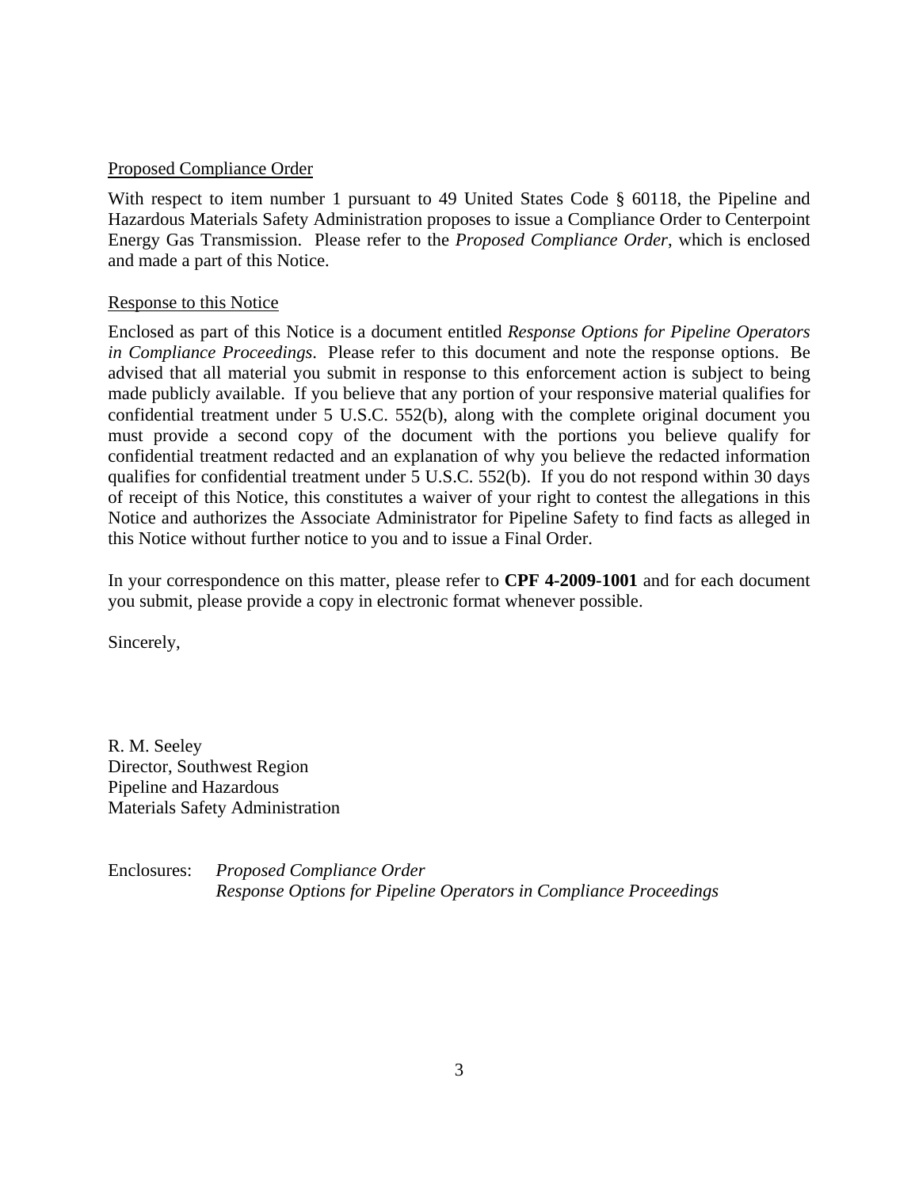<u>Proposed Compliance Order</u>

With respect to item number 1 pursuant to 49 United States Code § 60118, the Pipeline and Hazardous Materials Safety Administration proposes to issue a Compliance Order to Centerpoint Energy Gas Transmission. Please refer to the *Proposed Compliance Order*, which is enclosed and made a part of this Notice.

<u>Response to this Notice</u>

Enclosed as part of this Notice is a document entitled *Response Options for Pipeline Operators in Compliance Proceedings*. Please refer to this document and note the response options. Be advised that all material you submit in response to this enforcement action is subject to being made publicly available. If you believe that any portion of your responsive material qualifies for confidential treatment under 5 U.S.C. 552(b), along with the complete original document you must provide a second copy of the document with the portions you believe qualify for confidential treatment redacted and an explanation of why you believe the redacted information qualifies for confidential treatment under 5 U.S.C. 552(b). If you do not respond within 30 days of receipt of this Notice, this constitutes a waiver of your right to contest the allegations in this Notice and authorizes the Associate Administrator for Pipeline Safety to find facts as alleged in this Notice without further notice to you and to issue a Final Order.

In your correspondence on this matter, please refer to **CPF 4-2009-1001** and for each document you submit, please provide a copy in electronic format whenever possible.

Sincerely,

R. M. Seeley
Director, Southwest Region
Pipeline and Hazardous
Materials Safety Administration

Enclosures: *Proposed Compliance Order*
*Response Options for Pipeline Operators in Compliance Proceedings*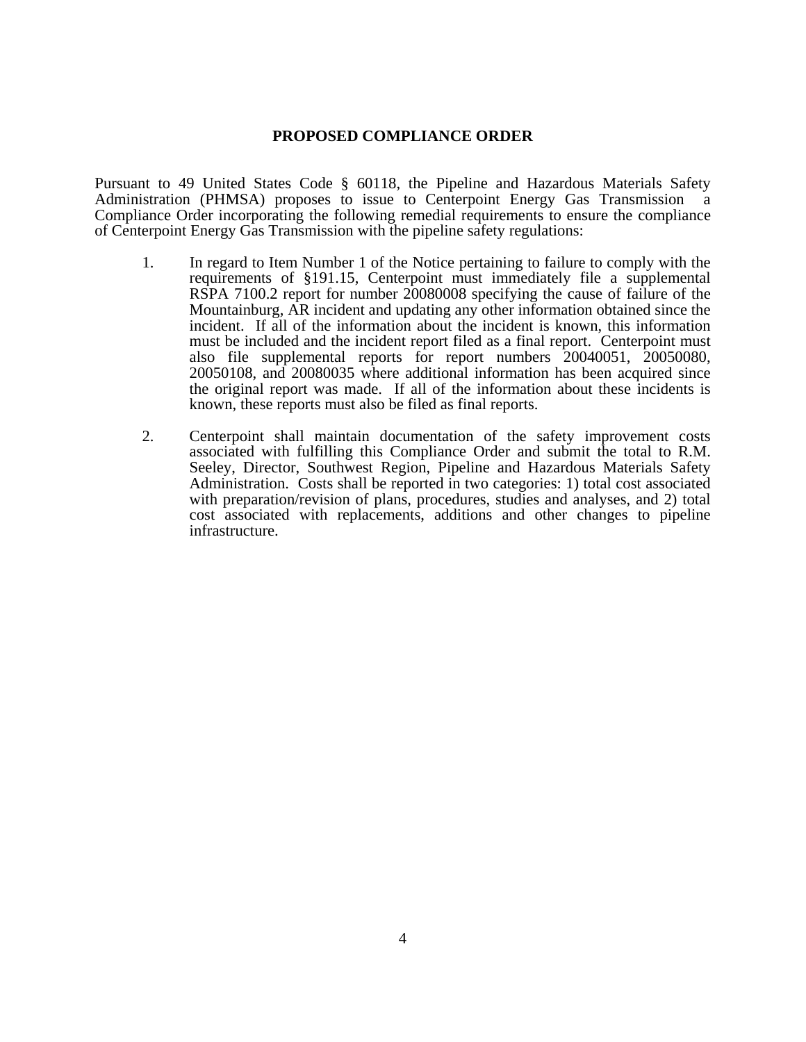# PROPOSED COMPLIANCE ORDER

Pursuant to 49 United States Code § 60118, the Pipeline and Hazardous Materials Safety Administration (PHMSA) proposes to issue to Centerpoint Energy Gas Transmission a Compliance Order incorporating the following remedial requirements to ensure the compliance of Centerpoint Energy Gas Transmission with the pipeline safety regulations:

1. In regard to Item Number 1 of the Notice pertaining to failure to comply with the requirements of §191.15, Centerpoint must immediately file a supplemental RSPA 7100.2 report for number 20080008 specifying the cause of failure of the Mountainburg, AR incident and updating any other information obtained since the incident. If all of the information about the incident is known, this information must be included and the incident report filed as a final report. Centerpoint must also file supplemental reports for report numbers 20040051, 20050080, 20050108, and 20080035 where additional information has been acquired since the original report was made. If all of the information about these incidents is known, these reports must also be filed as final reports.

2. Centerpoint shall maintain documentation of the safety improvement costs associated with fulfilling this Compliance Order and submit the total to R.M. Seeley, Director, Southwest Region, Pipeline and Hazardous Materials Safety Administration. Costs shall be reported in two categories: 1) total cost associated with preparation/revision of plans, procedures, studies and analyses, and 2) total cost associated with replacements, additions and other changes to pipeline infrastructure.